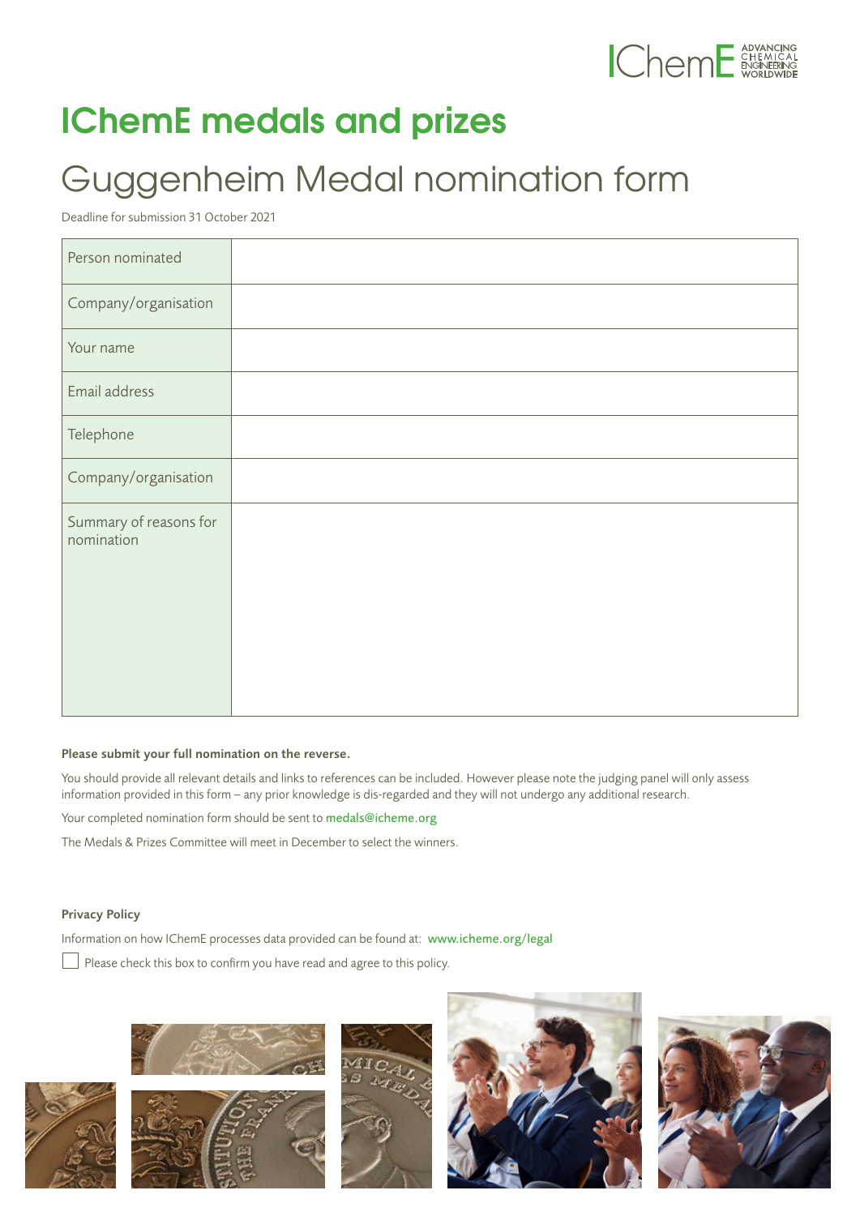# IChemE medals and prizes

## Guggenheim Medal nomination form

Deadline for submission 31 October 2021

| | |
|---|---|
| Person nominated | |
| Company/organisation | |
| Your name | |
| Email address | |
| Telephone | |
| Company/organisation | |
| Summary of reasons for nomination | |

**Please submit your full nomination on the reverse.**

You should provide all relevant details and links to references can be included. However please note the judging panel will only assess information provided in this form – any prior knowledge is dis-regarded and they will not undergo any additional research.

Your completed nomination form should be sent to medals@icheme.org

The Medals & Prizes Committee will meet in December to select the winners.

**Privacy Policy**

Information on how IChemE processes data provided can be found at: www.icheme.org/legal

☐ Please check this box to confirm you have read and agree to this policy.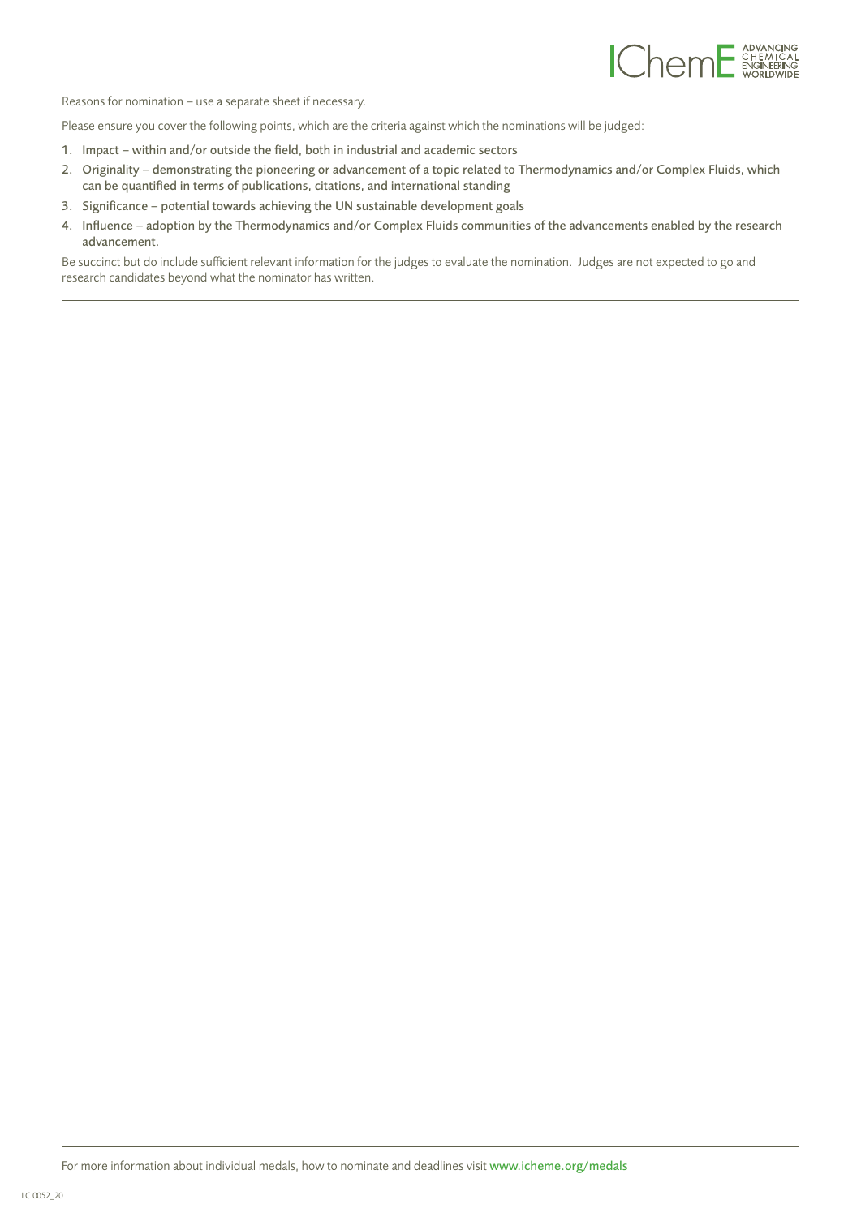Reasons for nomination – use a separate sheet if necessary.

Please ensure you cover the following points, which are the criteria against which the nominations will be judged:

1. Impact – within and/or outside the field, both in industrial and academic sectors
2. Originality – demonstrating the pioneering or advancement of a topic related to Thermodynamics and/or Complex Fluids, which can be quantified in terms of publications, citations, and international standing
3. Significance – potential towards achieving the UN sustainable development goals
4. Influence – adoption by the Thermodynamics and/or Complex Fluids communities of the advancements enabled by the research advancement.

Be succinct but do include sufficient relevant information for the judges to evaluate the nomination. Judges are not expected to go and research candidates beyond what the nominator has written.

For more information about individual medals, how to nominate and deadlines visit www.icheme.org/medals

LC 0052_20